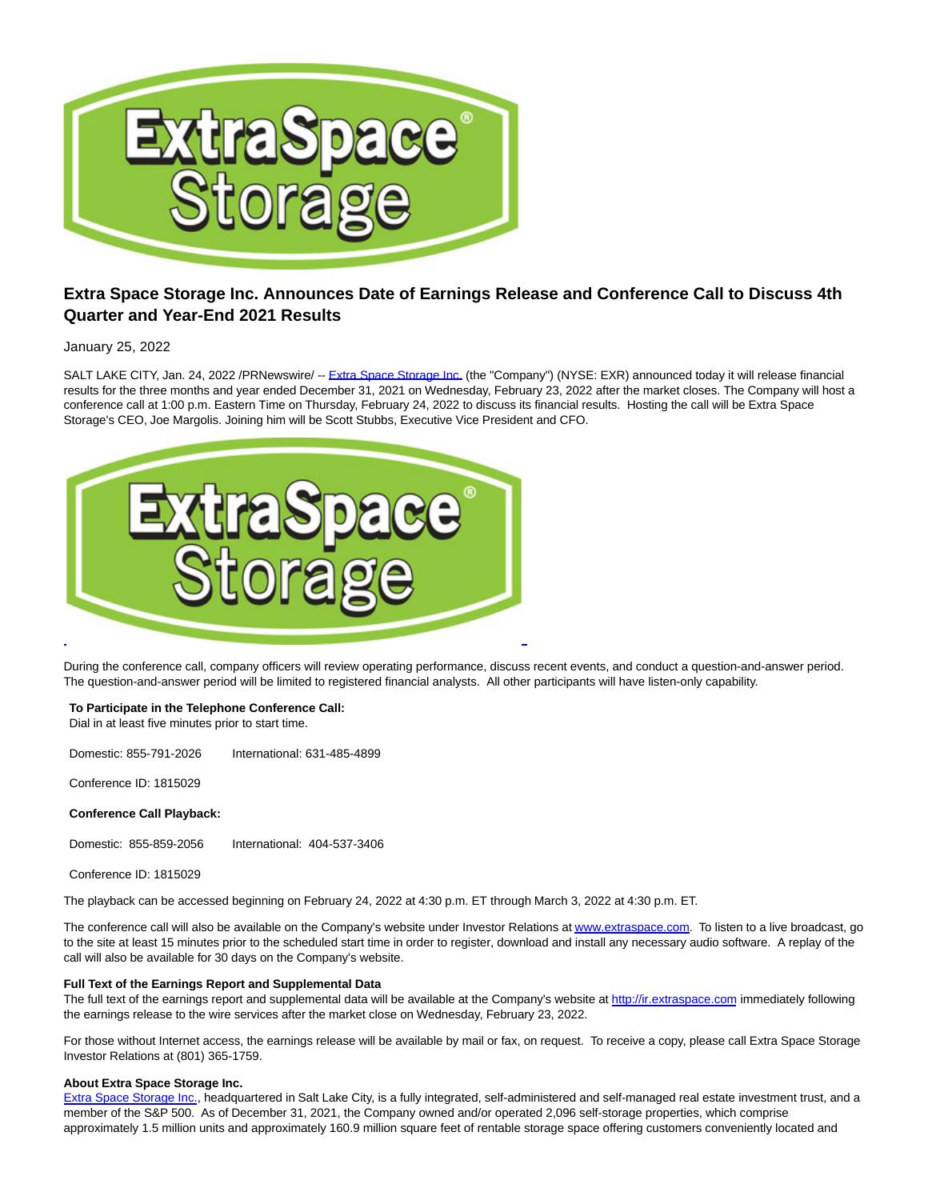# Extra Space Storage Inc. Announces Date of Earnings Release and Conference Call to Discuss 4th Quarter and Year-End 2021 Results

January 25, 2022

SALT LAKE CITY, Jan. 24, 2022 /PRNewswire/ -- Extra Space Storage Inc. (the "Company") (NYSE: EXR) announced today it will release financial results for the three months and year ended December 31, 2021 on Wednesday, February 23, 2022 after the market closes. The Company will host a conference call at 1:00 p.m. Eastern Time on Thursday, February 24, 2022 to discuss its financial results. Hosting the call will be Extra Space Storage's CEO, Joe Margolis. Joining him will be Scott Stubbs, Executive Vice President and CFO.

During the conference call, company officers will review operating performance, discuss recent events, and conduct a question-and-answer period. The question-and-answer period will be limited to registered financial analysts. All other participants will have listen-only capability.

**To Participate in the Telephone Conference Call:**
Dial in at least five minutes prior to start time.

Domestic: 855-791-2026 International: 631-485-4899

Conference ID: 1815029

**Conference Call Playback:**

Domestic: 855-859-2056 International: 404-537-3406

Conference ID: 1815029

The playback can be accessed beginning on February 24, 2022 at 4:30 p.m. ET through March 3, 2022 at 4:30 p.m. ET.

The conference call will also be available on the Company's website under Investor Relations at www.extraspace.com. To listen to a live broadcast, go to the site at least 15 minutes prior to the scheduled start time in order to register, download and install any necessary audio software. A replay of the call will also be available for 30 days on the Company's website.

**Full Text of the Earnings Report and Supplemental Data**
The full text of the earnings report and supplemental data will be available at the Company's website at http://ir.extraspace.com immediately following the earnings release to the wire services after the market close on Wednesday, February 23, 2022.

For those without Internet access, the earnings release will be available by mail or fax, on request. To receive a copy, please call Extra Space Storage Investor Relations at (801) 365-1759.

**About Extra Space Storage Inc.**
Extra Space Storage Inc., headquartered in Salt Lake City, is a fully integrated, self-administered and self-managed real estate investment trust, and a member of the S&P 500. As of December 31, 2021, the Company owned and/or operated 2,096 self-storage properties, which comprise approximately 1.5 million units and approximately 160.9 million square feet of rentable storage space offering customers conveniently located and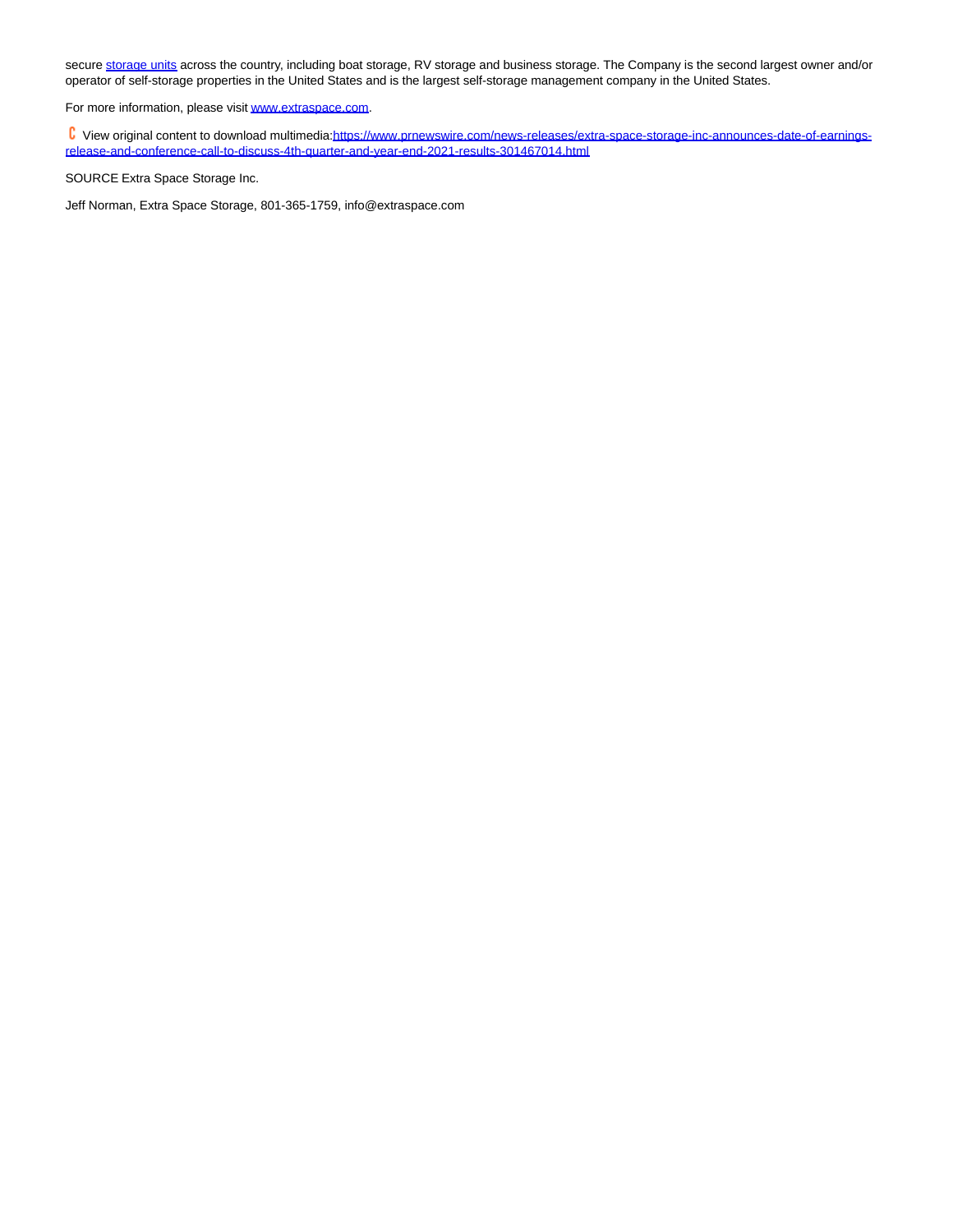secure [storage units](#) across the country, including boat storage, RV storage and business storage. The Company is the second largest owner and/or operator of self-storage properties in the United States and is the largest self-storage management company in the United States.

For more information, please visit [www.extraspace.com](http://www.extraspace.com).

View original content to download multimedia:[https://www.prnewswire.com/news-releases/extra-space-storage-inc-announces-date-of-earnings-release-and-conference-call-to-discuss-4th-quarter-and-year-end-2021-results-301467014.html](https://www.prnewswire.com/news-releases/extra-space-storage-inc-announces-date-of-earnings-release-and-conference-call-to-discuss-4th-quarter-and-year-end-2021-results-301467014.html)

SOURCE Extra Space Storage Inc.

Jeff Norman, Extra Space Storage, 801-365-1759, info@extraspace.com